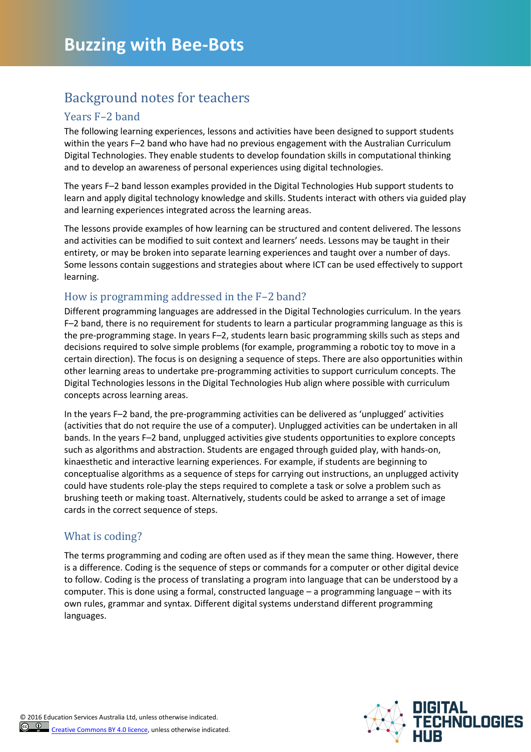# Buzzing with Bee-Bots

## Background notes for teachers

### Years F–2 band

The following learning experiences, lessons and activities have been designed to support students within the years F–2 band who have had no previous engagement with the Australian Curriculum Digital Technologies. They enable students to develop foundation skills in computational thinking and to develop an awareness of personal experiences using digital technologies.

The years F–2 band lesson examples provided in the Digital Technologies Hub support students to learn and apply digital technology knowledge and skills. Students interact with others via guided play and learning experiences integrated across the learning areas.

The lessons provide examples of how learning can be structured and content delivered. The lessons and activities can be modified to suit context and learners' needs. Lessons may be taught in their entirety, or may be broken into separate learning experiences and taught over a number of days. Some lessons contain suggestions and strategies about where ICT can be used effectively to support learning.

### How is programming addressed in the F–2 band?

Different programming languages are addressed in the Digital Technologies curriculum. In the years F–2 band, there is no requirement for students to learn a particular programming language as this is the pre-programming stage. In years F–2, students learn basic programming skills such as steps and decisions required to solve simple problems (for example, programming a robotic toy to move in a certain direction). The focus is on designing a sequence of steps. There are also opportunities within other learning areas to undertake pre-programming activities to support curriculum concepts. The Digital Technologies lessons in the Digital Technologies Hub align where possible with curriculum concepts across learning areas.

In the years F–2 band, the pre-programming activities can be delivered as 'unplugged' activities (activities that do not require the use of a computer). Unplugged activities can be undertaken in all bands. In the years F–2 band, unplugged activities give students opportunities to explore concepts such as algorithms and abstraction. Students are engaged through guided play, with hands-on, kinaesthetic and interactive learning experiences. For example, if students are beginning to conceptualise algorithms as a sequence of steps for carrying out instructions, an unplugged activity could have students role-play the steps required to complete a task or solve a problem such as brushing teeth or making toast. Alternatively, students could be asked to arrange a set of image cards in the correct sequence of steps.

### What is coding?

The terms programming and coding are often used as if they mean the same thing. However, there is a difference. Coding is the sequence of steps or commands for a computer or other digital device to follow. Coding is the process of translating a program into language that can be understood by a computer. This is done using a formal, constructed language – a programming language – with its own rules, grammar and syntax. Different digital systems understand different programming languages.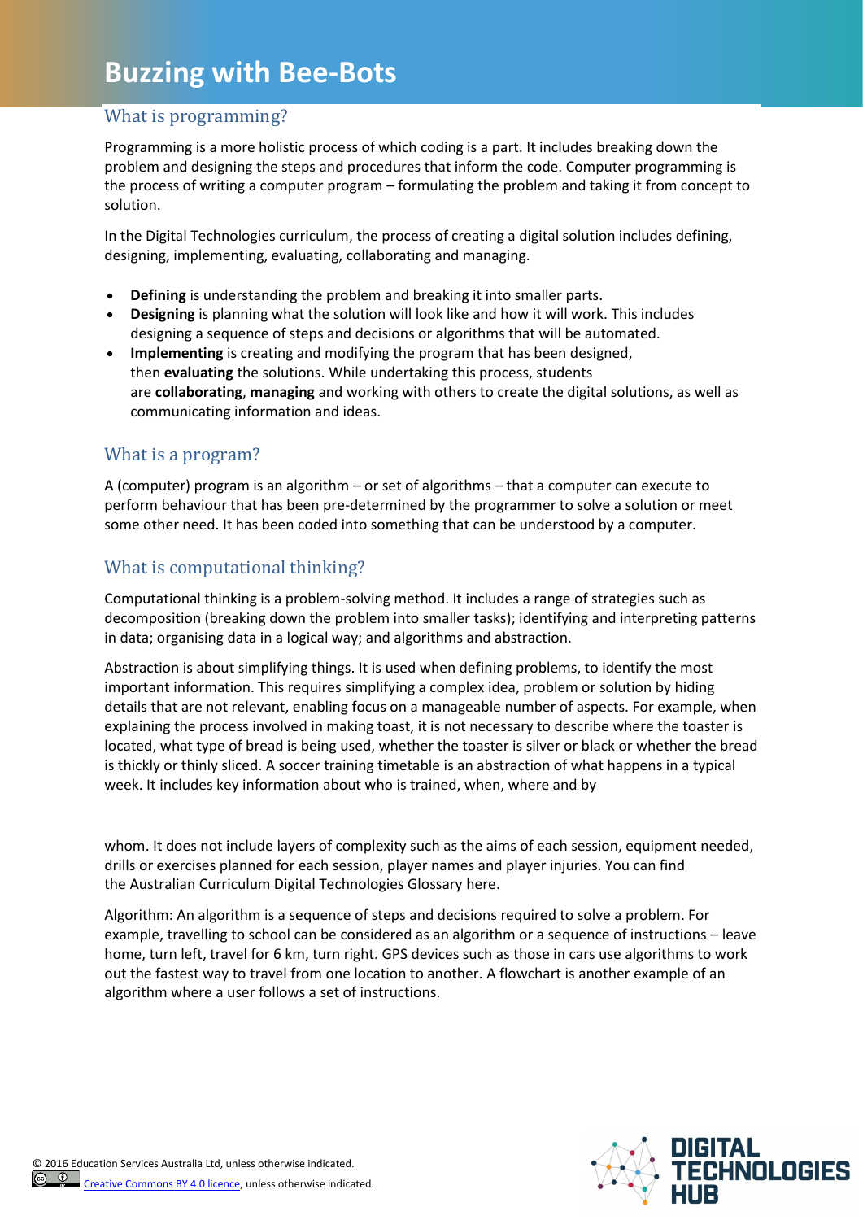# Buzzing with Bee-Bots

## What is programming?

Programming is a more holistic process of which coding is a part. It includes breaking down the problem and designing the steps and procedures that inform the code. Computer programming is the process of writing a computer program – formulating the problem and taking it from concept to solution.

In the Digital Technologies curriculum, the process of creating a digital solution includes defining, designing, implementing, evaluating, collaborating and managing.

- **Defining** is understanding the problem and breaking it into smaller parts.
- **Designing** is planning what the solution will look like and how it will work. This includes designing a sequence of steps and decisions or algorithms that will be automated.
- **Implementing** is creating and modifying the program that has been designed, then **evaluating** the solutions. While undertaking this process, students are **collaborating**, **managing** and working with others to create the digital solutions, as well as communicating information and ideas.

## What is a program?

A (computer) program is an algorithm – or set of algorithms – that a computer can execute to perform behaviour that has been pre-determined by the programmer to solve a solution or meet some other need. It has been coded into something that can be understood by a computer.

## What is computational thinking?

Computational thinking is a problem-solving method. It includes a range of strategies such as decomposition (breaking down the problem into smaller tasks); identifying and interpreting patterns in data; organising data in a logical way; and algorithms and abstraction.

Abstraction is about simplifying things. It is used when defining problems, to identify the most important information. This requires simplifying a complex idea, problem or solution by hiding details that are not relevant, enabling focus on a manageable number of aspects. For example, when explaining the process involved in making toast, it is not necessary to describe where the toaster is located, what type of bread is being used, whether the toaster is silver or black or whether the bread is thickly or thinly sliced. A soccer training timetable is an abstraction of what happens in a typical week. It includes key information about who is trained, when, where and by whom. It does not include layers of complexity such as the aims of each session, equipment needed, drills or exercises planned for each session, player names and player injuries. You can find the Australian Curriculum Digital Technologies Glossary here.

Algorithm: An algorithm is a sequence of steps and decisions required to solve a problem. For example, travelling to school can be considered as an algorithm or a sequence of instructions – leave home, turn left, travel for 6 km, turn right. GPS devices such as those in cars use algorithms to work out the fastest way to travel from one location to another. A flowchart is another example of an algorithm where a user follows a set of instructions.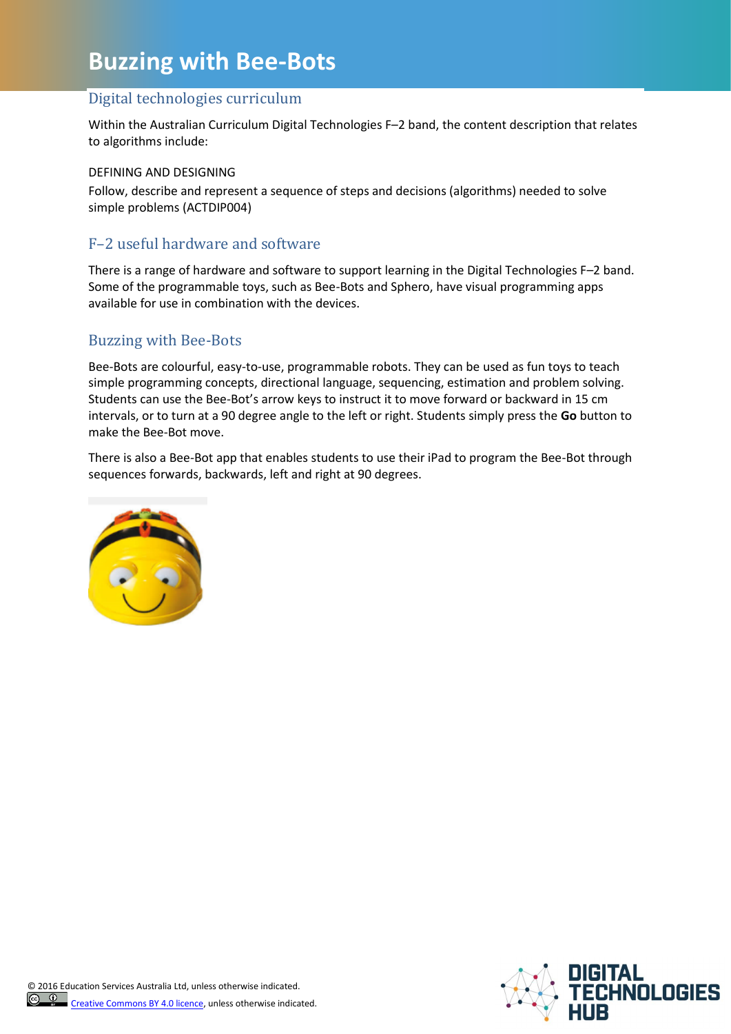# Buzzing with Bee-Bots

## Digital technologies curriculum

Within the Australian Curriculum Digital Technologies F–2 band, the content description that relates to algorithms include:

DEFINING AND DESIGNING

Follow, describe and represent a sequence of steps and decisions (algorithms) needed to solve simple problems (ACTDIP004)

## F–2 useful hardware and software

There is a range of hardware and software to support learning in the Digital Technologies F–2 band. Some of the programmable toys, such as Bee-Bots and Sphero, have visual programming apps available for use in combination with the devices.

## Buzzing with Bee-Bots

Bee-Bots are colourful, easy-to-use, programmable robots. They can be used as fun toys to teach simple programming concepts, directional language, sequencing, estimation and problem solving. Students can use the Bee-Bot's arrow keys to instruct it to move forward or backward in 15 cm intervals, or to turn at a 90 degree angle to the left or right. Students simply press the **Go** button to make the Bee-Bot move.

There is also a Bee-Bot app that enables students to use their iPad to program the Bee-Bot through sequences forwards, backwards, left and right at 90 degrees.

© 2016 Education Services Australia Ltd, unless otherwise indicated.
Creative Commons BY 4.0 licence, unless otherwise indicated.